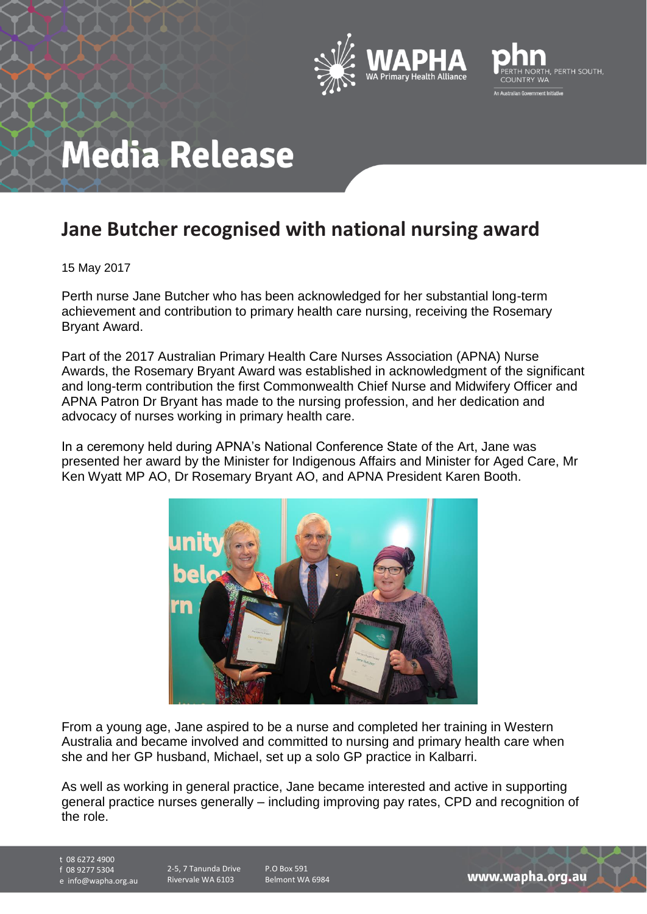# Media Release

## Jane Butcher recognised with national nursing award

15 May 2017

Perth nurse Jane Butcher who has been acknowledged for her substantial long-term achievement and contribution to primary health care nursing, receiving the Rosemary Bryant Award.

Part of the 2017 Australian Primary Health Care Nurses Association (APNA) Nurse Awards, the Rosemary Bryant Award was established in acknowledgment of the significant and long-term contribution the first Commonwealth Chief Nurse and Midwifery Officer and APNA Patron Dr Bryant has made to the nursing profession, and her dedication and advocacy of nurses working in primary health care.

In a ceremony held during APNA's National Conference State of the Art, Jane was presented her award by the Minister for Indigenous Affairs and Minister for Aged Care, Mr Ken Wyatt MP AO, Dr Rosemary Bryant AO, and APNA President Karen Booth.

From a young age, Jane aspired to be a nurse and completed her training in Western Australia and became involved and committed to nursing and primary health care when she and her GP husband, Michael, set up a solo GP practice in Kalbarri.

As well as working in general practice, Jane became interested and active in supporting general practice nurses generally – including improving pay rates, CPD and recognition of the role.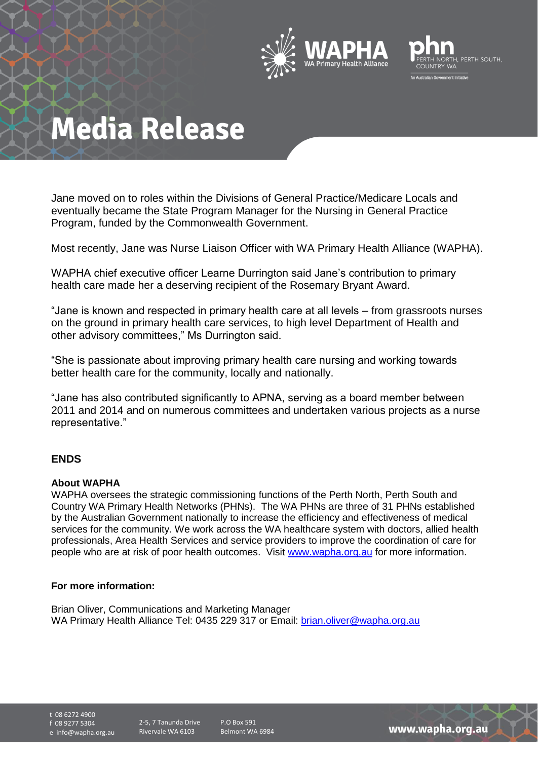# Media Release

Jane moved on to roles within the Divisions of General Practice/Medicare Locals and eventually became the State Program Manager for the Nursing in General Practice Program, funded by the Commonwealth Government.

Most recently, Jane was Nurse Liaison Officer with WA Primary Health Alliance (WAPHA).

WAPHA chief executive officer Learne Durrington said Jane's contribution to primary health care made her a deserving recipient of the Rosemary Bryant Award.

"Jane is known and respected in primary health care at all levels – from grassroots nurses on the ground in primary health care services, to high level Department of Health and other advisory committees," Ms Durrington said.

"She is passionate about improving primary health care nursing and working towards better health care for the community, locally and nationally.

"Jane has also contributed significantly to APNA, serving as a board member between 2011 and 2014 and on numerous committees and undertaken various projects as a nurse representative."

**ENDS**

**About WAPHA**
WAPHA oversees the strategic commissioning functions of the Perth North, Perth South and Country WA Primary Health Networks (PHNs). The WA PHNs are three of 31 PHNs established by the Australian Government nationally to increase the efficiency and effectiveness of medical services for the community. We work across the WA healthcare system with doctors, allied health professionals, Area Health Services and service providers to improve the coordination of care for people who are at risk of poor health outcomes. Visit www.wapha.org.au for more information.

**For more information:**

Brian Oliver, Communications and Marketing Manager
WA Primary Health Alliance Tel: 0435 229 317 or Email: brian.oliver@wapha.org.au